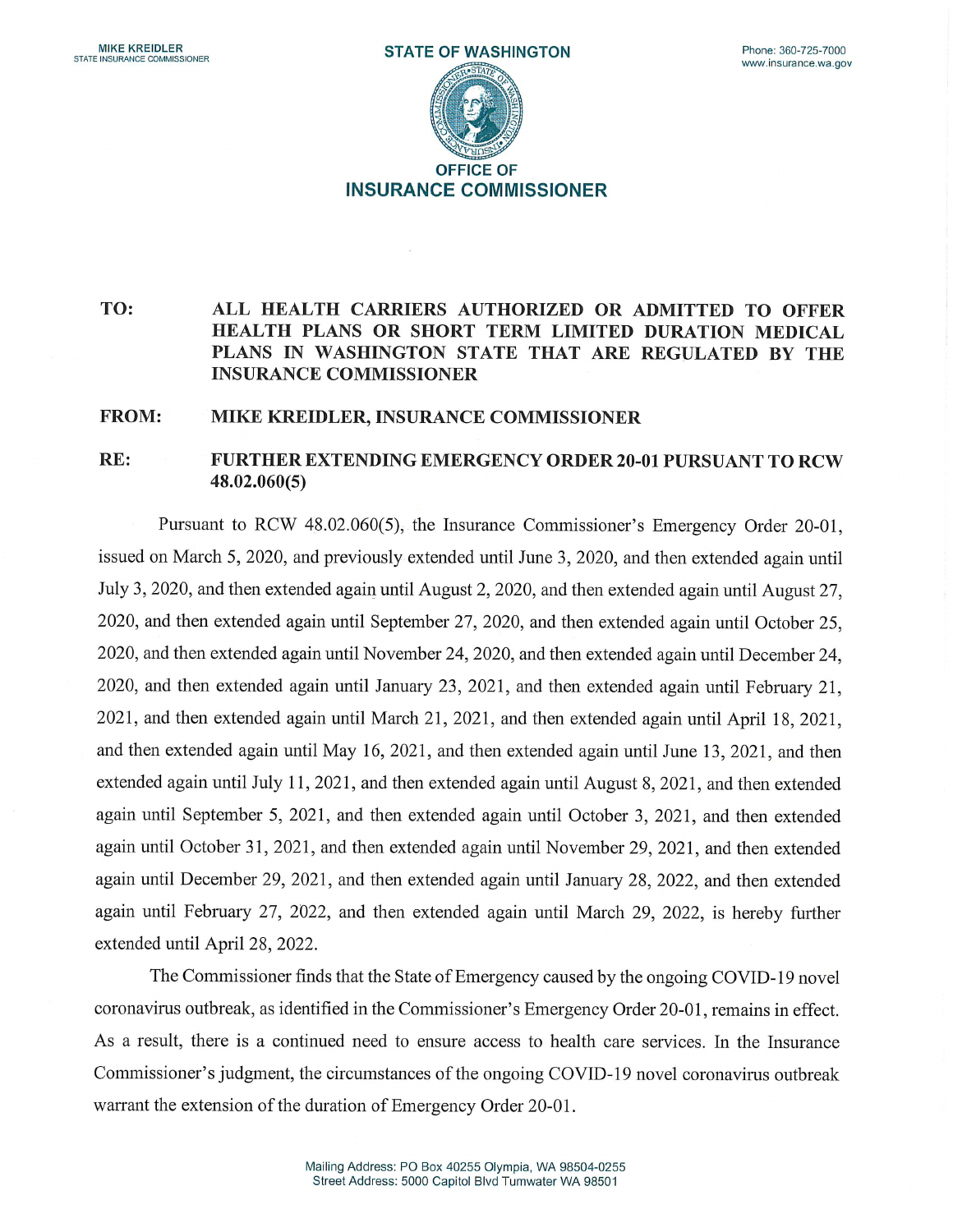MIKE KREIDLER
STATE INSURANCE COMMISSIONER

**STATE OF WASHINGTON**

Phone: 360-725-7000
www.insurance.wa.gov

**OFFICE OF**
**INSURANCE COMMISSIONER**

**TO:** ALL HEALTH CARRIERS AUTHORIZED OR ADMITTED TO OFFER HEALTH PLANS OR SHORT TERM LIMITED DURATION MEDICAL PLANS IN WASHINGTON STATE THAT ARE REGULATED BY THE INSURANCE COMMISSIONER

**FROM:** MIKE KREIDLER, INSURANCE COMMISSIONER

**RE:** FURTHER EXTENDING EMERGENCY ORDER 20-01 PURSUANT TO RCW 48.02.060(5)

Pursuant to RCW 48.02.060(5), the Insurance Commissioner's Emergency Order 20-01, issued on March 5, 2020, and previously extended until June 3, 2020, and then extended again until July 3, 2020, and then extended again until August 2, 2020, and then extended again until August 27, 2020, and then extended again until September 27, 2020, and then extended again until October 25, 2020, and then extended again until November 24, 2020, and then extended again until December 24, 2020, and then extended again until January 23, 2021, and then extended again until February 21, 2021, and then extended again until March 21, 2021, and then extended again until April 18, 2021, and then extended again until May 16, 2021, and then extended again until June 13, 2021, and then extended again until July 11, 2021, and then extended again until August 8, 2021, and then extended again until September 5, 2021, and then extended again until October 3, 2021, and then extended again until October 31, 2021, and then extended again until November 29, 2021, and then extended again until December 29, 2021, and then extended again until January 28, 2022, and then extended again until February 27, 2022, and then extended again until March 29, 2022, is hereby further extended until April 28, 2022.

The Commissioner finds that the State of Emergency caused by the ongoing COVID-19 novel coronavirus outbreak, as identified in the Commissioner's Emergency Order 20-01, remains in effect. As a result, there is a continued need to ensure access to health care services. In the Insurance Commissioner's judgment, the circumstances of the ongoing COVID-19 novel coronavirus outbreak warrant the extension of the duration of Emergency Order 20-01.

Mailing Address: PO Box 40255 Olympia, WA 98504-0255
Street Address: 5000 Capitol Blvd Tumwater WA 98501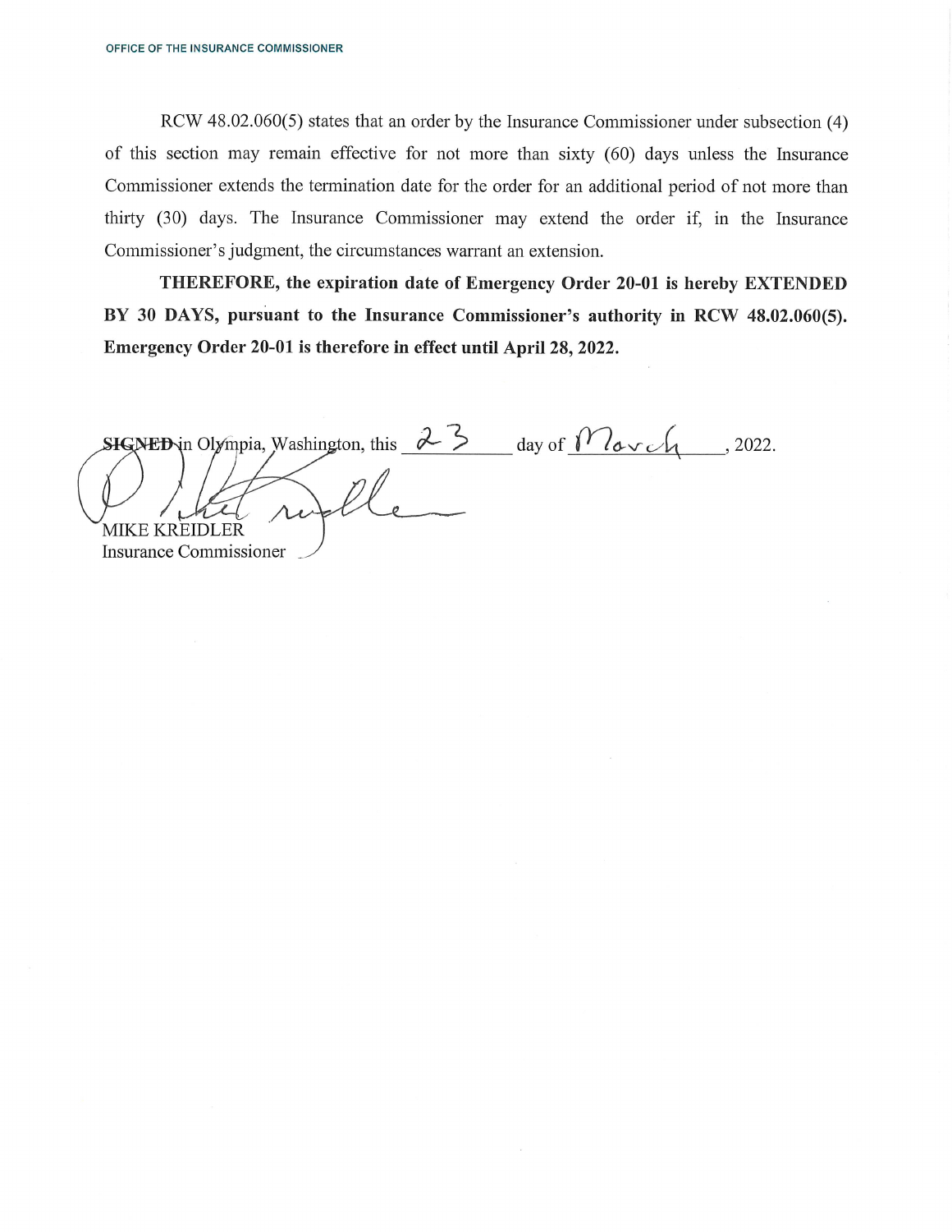RCW 48.02.060(5) states that an order by the Insurance Commissioner under subsection (4) of this section may remain effective for not more than sixty (60) days unless the Insurance Commissioner extends the termination date for the order for an additional period of not more than thirty (30) days. The Insurance Commissioner may extend the order if, in the Insurance Commissioner's judgment, the circumstances warrant an extension.

**THEREFORE, the expiration date of Emergency Order 20-01 is hereby EXTENDED BY 30 DAYS, pursuant to the Insurance Commissioner's authority in RCW 48.02.060(5). Emergency Order 20-01 is therefore in effect until April 28, 2022.**

SIGNED in Olympia, Washington, this 23 day of March, 2022.

MIKE KREIDLER
Insurance Commissioner